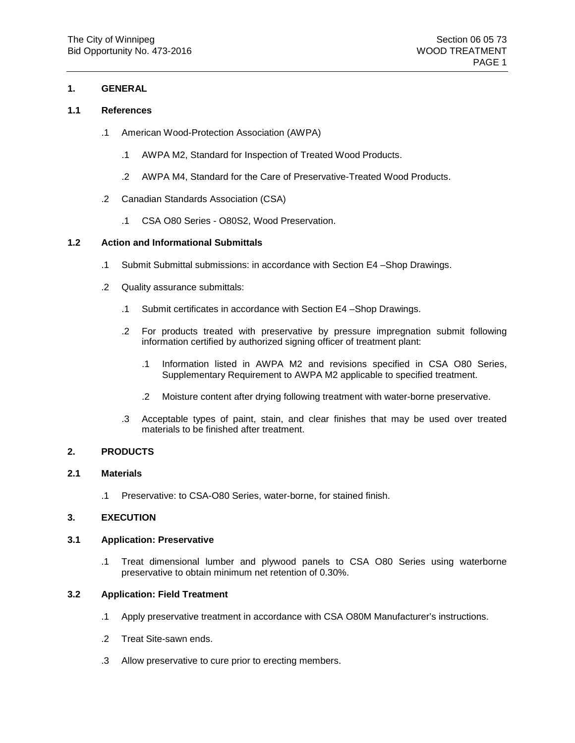## 1. GENERAL

### 1.1 References

.1 American Wood-Protection Association (AWPA)

  .1 AWPA M2, Standard for Inspection of Treated Wood Products.

  .2 AWPA M4, Standard for the Care of Preservative-Treated Wood Products.

.2 Canadian Standards Association (CSA)

  .1 CSA O80 Series - O80S2, Wood Preservation.

### 1.2 Action and Informational Submittals

.1 Submit Submittal submissions: in accordance with Section E4 –Shop Drawings.

.2 Quality assurance submittals:

  .1 Submit certificates in accordance with Section E4 –Shop Drawings.

  .2 For products treated with preservative by pressure impregnation submit following information certified by authorized signing officer of treatment plant:

    .1 Information listed in AWPA M2 and revisions specified in CSA O80 Series, Supplementary Requirement to AWPA M2 applicable to specified treatment.

    .2 Moisture content after drying following treatment with water-borne preservative.

  .3 Acceptable types of paint, stain, and clear finishes that may be used over treated materials to be finished after treatment.

## 2. PRODUCTS

### 2.1 Materials

.1 Preservative: to CSA-O80 Series, water-borne, for stained finish.

## 3. EXECUTION

### 3.1 Application: Preservative

.1 Treat dimensional lumber and plywood panels to CSA O80 Series using waterborne preservative to obtain minimum net retention of 0.30%.

### 3.2 Application: Field Treatment

.1 Apply preservative treatment in accordance with CSA O80M Manufacturer's instructions.

.2 Treat Site-sawn ends.

.3 Allow preservative to cure prior to erecting members.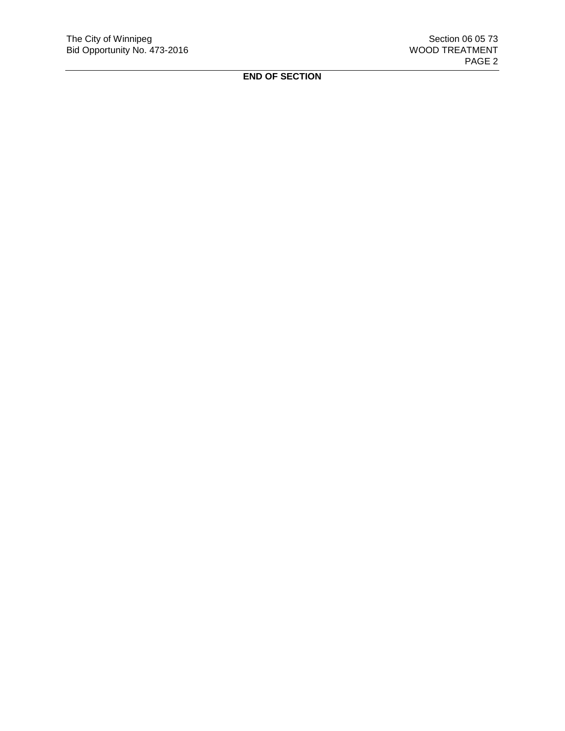**END OF SECTION**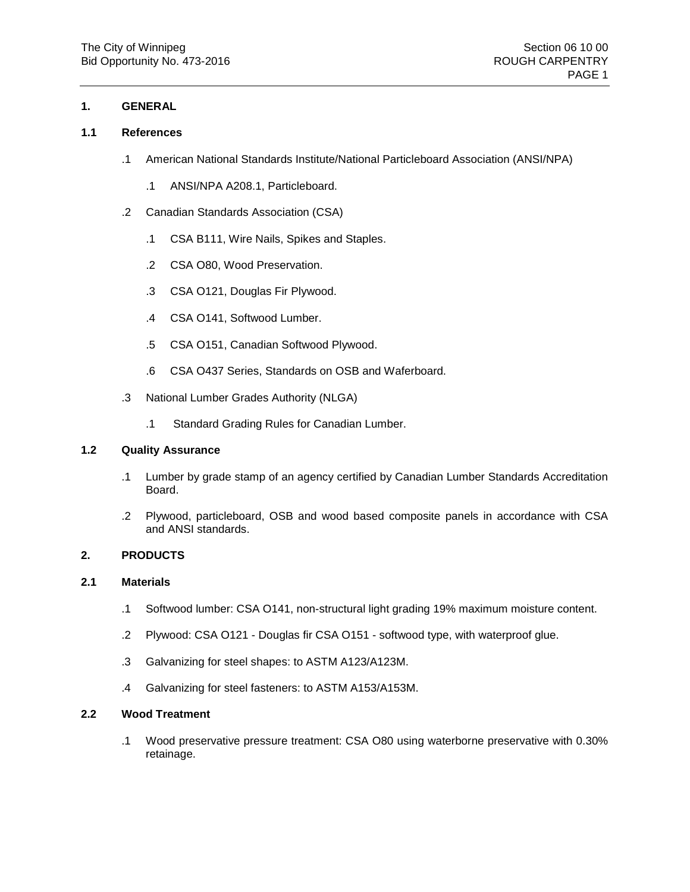## 1. GENERAL

### 1.1 References

.1 American National Standards Institute/National Particleboard Association (ANSI/NPA)

  .1 ANSI/NPA A208.1, Particleboard.

.2 Canadian Standards Association (CSA)

  .1 CSA B111, Wire Nails, Spikes and Staples.

  .2 CSA O80, Wood Preservation.

  .3 CSA O121, Douglas Fir Plywood.

  .4 CSA O141, Softwood Lumber.

  .5 CSA O151, Canadian Softwood Plywood.

  .6 CSA O437 Series, Standards on OSB and Waferboard.

.3 National Lumber Grades Authority (NLGA)

  .1 Standard Grading Rules for Canadian Lumber.

### 1.2 Quality Assurance

.1 Lumber by grade stamp of an agency certified by Canadian Lumber Standards Accreditation Board.

.2 Plywood, particleboard, OSB and wood based composite panels in accordance with CSA and ANSI standards.

## 2. PRODUCTS

### 2.1 Materials

.1 Softwood lumber: CSA O141, non-structural light grading 19% maximum moisture content.

.2 Plywood: CSA O121 - Douglas fir CSA O151 - softwood type, with waterproof glue.

.3 Galvanizing for steel shapes: to ASTM A123/A123M.

.4 Galvanizing for steel fasteners: to ASTM A153/A153M.

### 2.2 Wood Treatment

.1 Wood preservative pressure treatment: CSA O80 using waterborne preservative with 0.30% retainage.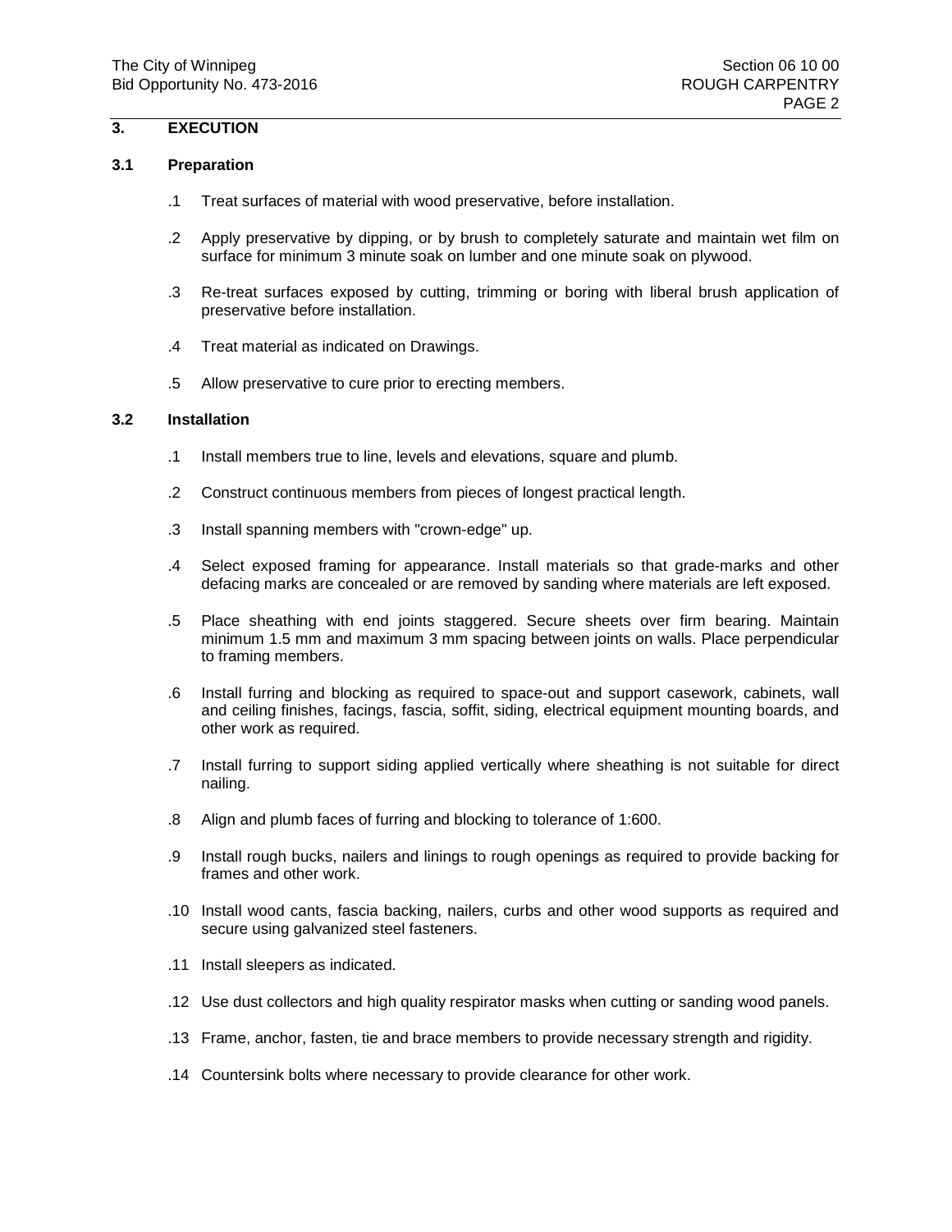## 3. EXECUTION

### 3.1 Preparation

.1 Treat surfaces of material with wood preservative, before installation.

.2 Apply preservative by dipping, or by brush to completely saturate and maintain wet film on surface for minimum 3 minute soak on lumber and one minute soak on plywood.

.3 Re-treat surfaces exposed by cutting, trimming or boring with liberal brush application of preservative before installation.

.4 Treat material as indicated on Drawings.

.5 Allow preservative to cure prior to erecting members.

### 3.2 Installation

.1 Install members true to line, levels and elevations, square and plumb.

.2 Construct continuous members from pieces of longest practical length.

.3 Install spanning members with "crown-edge" up.

.4 Select exposed framing for appearance. Install materials so that grade-marks and other defacing marks are concealed or are removed by sanding where materials are left exposed.

.5 Place sheathing with end joints staggered. Secure sheets over firm bearing. Maintain minimum 1.5 mm and maximum 3 mm spacing between joints on walls. Place perpendicular to framing members.

.6 Install furring and blocking as required to space-out and support casework, cabinets, wall and ceiling finishes, facings, fascia, soffit, siding, electrical equipment mounting boards, and other work as required.

.7 Install furring to support siding applied vertically where sheathing is not suitable for direct nailing.

.8 Align and plumb faces of furring and blocking to tolerance of 1:600.

.9 Install rough bucks, nailers and linings to rough openings as required to provide backing for frames and other work.

.10 Install wood cants, fascia backing, nailers, curbs and other wood supports as required and secure using galvanized steel fasteners.

.11 Install sleepers as indicated.

.12 Use dust collectors and high quality respirator masks when cutting or sanding wood panels.

.13 Frame, anchor, fasten, tie and brace members to provide necessary strength and rigidity.

.14 Countersink bolts where necessary to provide clearance for other work.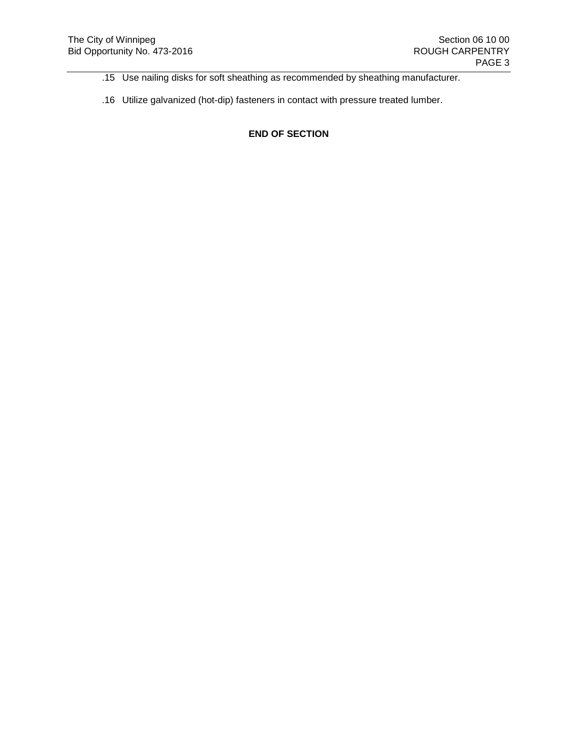.15 Use nailing disks for soft sheathing as recommended by sheathing manufacturer.

.16 Utilize galvanized (hot-dip) fasteners in contact with pressure treated lumber.

**END OF SECTION**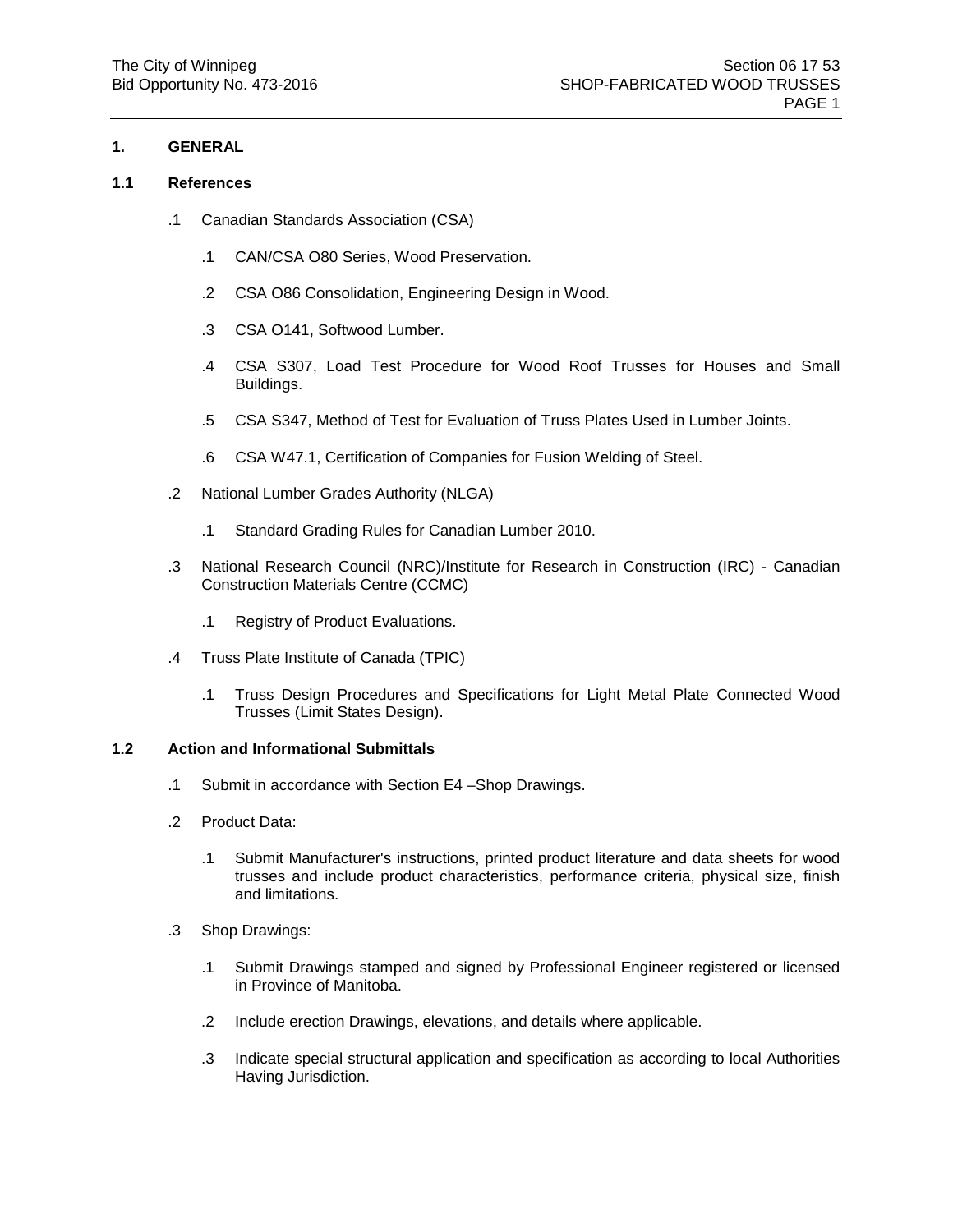## 1. GENERAL

### 1.1 References

- .1 Canadian Standards Association (CSA)
  - .1 CAN/CSA O80 Series, Wood Preservation.
  - .2 CSA O86 Consolidation, Engineering Design in Wood.
  - .3 CSA O141, Softwood Lumber.
  - .4 CSA S307, Load Test Procedure for Wood Roof Trusses for Houses and Small Buildings.
  - .5 CSA S347, Method of Test for Evaluation of Truss Plates Used in Lumber Joints.
  - .6 CSA W47.1, Certification of Companies for Fusion Welding of Steel.
- .2 National Lumber Grades Authority (NLGA)
  - .1 Standard Grading Rules for Canadian Lumber 2010.
- .3 National Research Council (NRC)/Institute for Research in Construction (IRC) - Canadian Construction Materials Centre (CCMC)
  - .1 Registry of Product Evaluations.
- .4 Truss Plate Institute of Canada (TPIC)
  - .1 Truss Design Procedures and Specifications for Light Metal Plate Connected Wood Trusses (Limit States Design).

### 1.2 Action and Informational Submittals

- .1 Submit in accordance with Section E4 –Shop Drawings.
- .2 Product Data:
  - .1 Submit Manufacturer's instructions, printed product literature and data sheets for wood trusses and include product characteristics, performance criteria, physical size, finish and limitations.
- .3 Shop Drawings:
  - .1 Submit Drawings stamped and signed by Professional Engineer registered or licensed in Province of Manitoba.
  - .2 Include erection Drawings, elevations, and details where applicable.
  - .3 Indicate special structural application and specification as according to local Authorities Having Jurisdiction.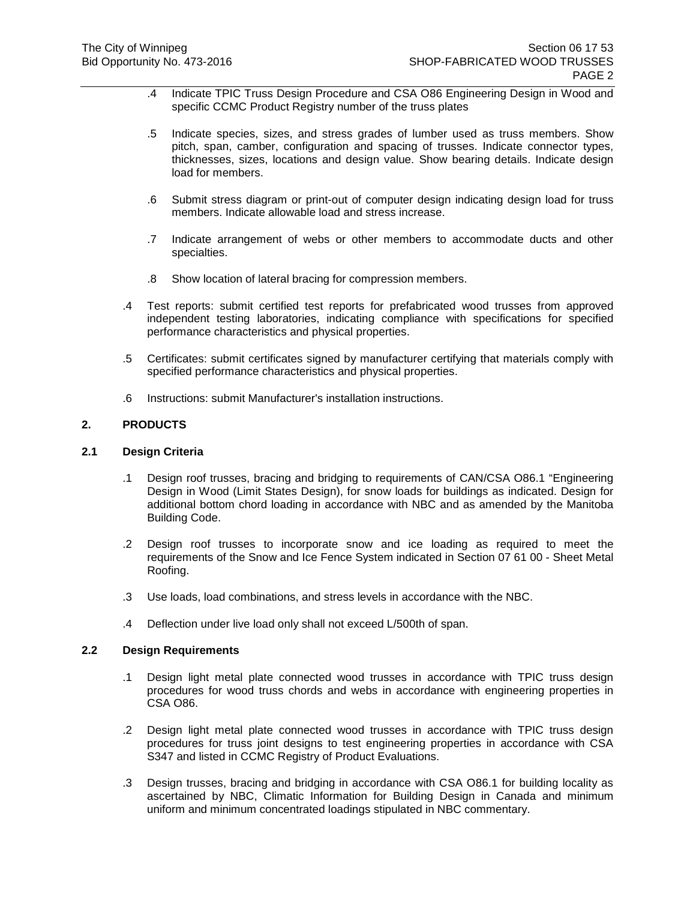.4 Indicate TPIC Truss Design Procedure and CSA O86 Engineering Design in Wood and specific CCMC Product Registry number of the truss plates

.5 Indicate species, sizes, and stress grades of lumber used as truss members. Show pitch, span, camber, configuration and spacing of trusses. Indicate connector types, thicknesses, sizes, locations and design value. Show bearing details. Indicate design load for members.

.6 Submit stress diagram or print-out of computer design indicating design load for truss members. Indicate allowable load and stress increase.

.7 Indicate arrangement of webs or other members to accommodate ducts and other specialties.

.8 Show location of lateral bracing for compression members.

.4 Test reports: submit certified test reports for prefabricated wood trusses from approved independent testing laboratories, indicating compliance with specifications for specified performance characteristics and physical properties.

.5 Certificates: submit certificates signed by manufacturer certifying that materials comply with specified performance characteristics and physical properties.

.6 Instructions: submit Manufacturer's installation instructions.

## 2. PRODUCTS

### 2.1 Design Criteria

.1 Design roof trusses, bracing and bridging to requirements of CAN/CSA O86.1 "Engineering Design in Wood (Limit States Design), for snow loads for buildings as indicated. Design for additional bottom chord loading in accordance with NBC and as amended by the Manitoba Building Code.

.2 Design roof trusses to incorporate snow and ice loading as required to meet the requirements of the Snow and Ice Fence System indicated in Section 07 61 00 - Sheet Metal Roofing.

.3 Use loads, load combinations, and stress levels in accordance with the NBC.

.4 Deflection under live load only shall not exceed L/500th of span.

### 2.2 Design Requirements

.1 Design light metal plate connected wood trusses in accordance with TPIC truss design procedures for wood truss chords and webs in accordance with engineering properties in CSA O86.

.2 Design light metal plate connected wood trusses in accordance with TPIC truss design procedures for truss joint designs to test engineering properties in accordance with CSA S347 and listed in CCMC Registry of Product Evaluations.

.3 Design trusses, bracing and bridging in accordance with CSA O86.1 for building locality as ascertained by NBC, Climatic Information for Building Design in Canada and minimum uniform and minimum concentrated loadings stipulated in NBC commentary.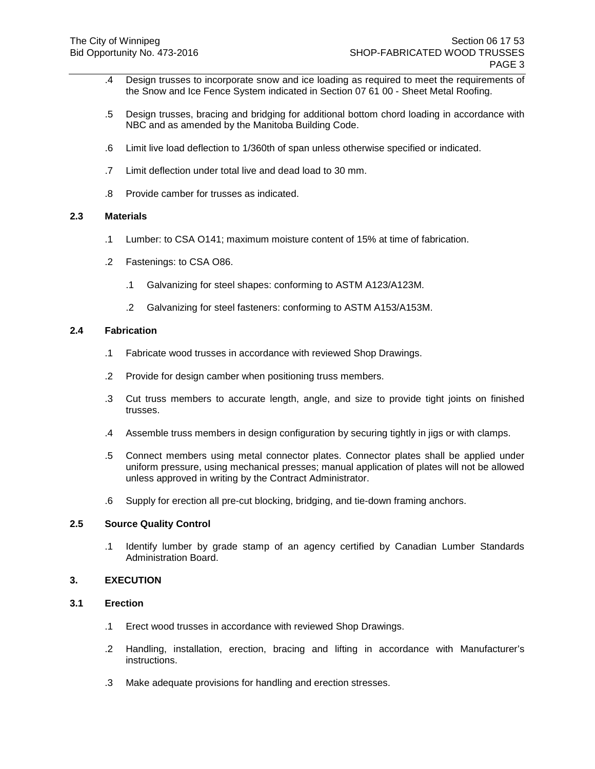.4 Design trusses to incorporate snow and ice loading as required to meet the requirements of the Snow and Ice Fence System indicated in Section 07 61 00 - Sheet Metal Roofing.

.5 Design trusses, bracing and bridging for additional bottom chord loading in accordance with NBC and as amended by the Manitoba Building Code.

.6 Limit live load deflection to 1/360th of span unless otherwise specified or indicated.

.7 Limit deflection under total live and dead load to 30 mm.

.8 Provide camber for trusses as indicated.

### 2.3 Materials

.1 Lumber: to CSA O141; maximum moisture content of 15% at time of fabrication.

.2 Fastenings: to CSA O86.

  .1 Galvanizing for steel shapes: conforming to ASTM A123/A123M.

  .2 Galvanizing for steel fasteners: conforming to ASTM A153/A153M.

### 2.4 Fabrication

.1 Fabricate wood trusses in accordance with reviewed Shop Drawings.

.2 Provide for design camber when positioning truss members.

.3 Cut truss members to accurate length, angle, and size to provide tight joints on finished trusses.

.4 Assemble truss members in design configuration by securing tightly in jigs or with clamps.

.5 Connect members using metal connector plates. Connector plates shall be applied under uniform pressure, using mechanical presses; manual application of plates will not be allowed unless approved in writing by the Contract Administrator.

.6 Supply for erection all pre-cut blocking, bridging, and tie-down framing anchors.

### 2.5 Source Quality Control

.1 Identify lumber by grade stamp of an agency certified by Canadian Lumber Standards Administration Board.

## 3. EXECUTION

### 3.1 Erection

.1 Erect wood trusses in accordance with reviewed Shop Drawings.

.2 Handling, installation, erection, bracing and lifting in accordance with Manufacturer's instructions.

.3 Make adequate provisions for handling and erection stresses.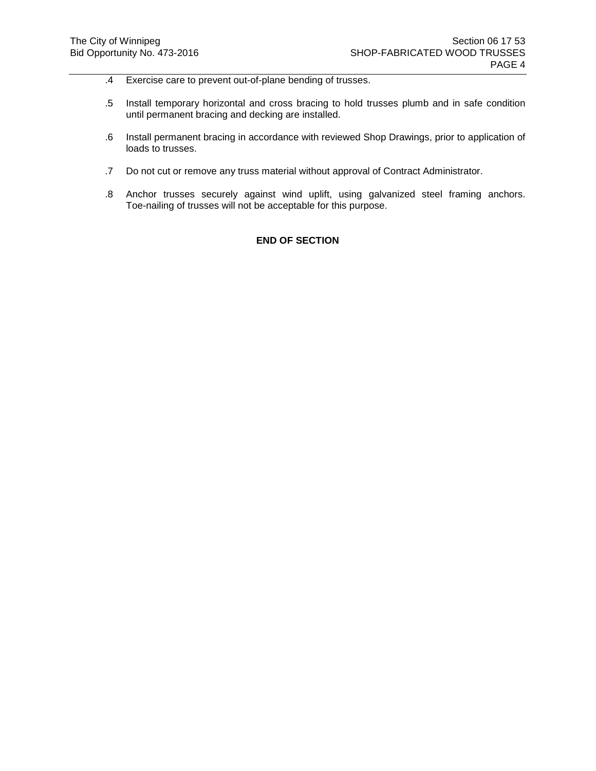.4 Exercise care to prevent out-of-plane bending of trusses.

.5 Install temporary horizontal and cross bracing to hold trusses plumb and in safe condition until permanent bracing and decking are installed.

.6 Install permanent bracing in accordance with reviewed Shop Drawings, prior to application of loads to trusses.

.7 Do not cut or remove any truss material without approval of Contract Administrator.

.8 Anchor trusses securely against wind uplift, using galvanized steel framing anchors. Toe-nailing of trusses will not be acceptable for this purpose.

**END OF SECTION**